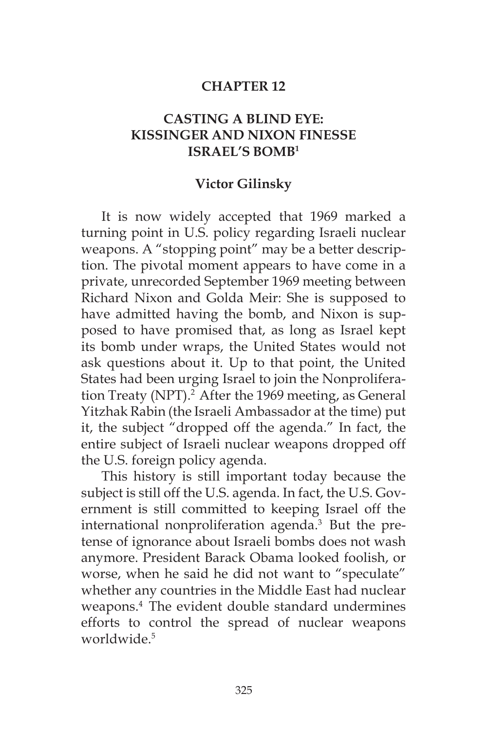# CHAPTER 12

## CASTING A BLIND EYE: KISSINGER AND NIXON FINESSE ISRAEL'S BOMB[1]

**Victor Gilinsky**

It is now widely accepted that 1969 marked a turning point in U.S. policy regarding Israeli nuclear weapons. A "stopping point" may be a better description. The pivotal moment appears to have come in a private, unrecorded September 1969 meeting between Richard Nixon and Golda Meir: She is supposed to have admitted having the bomb, and Nixon is supposed to have promised that, as long as Israel kept its bomb under wraps, the United States would not ask questions about it. Up to that point, the United States had been urging Israel to join the Nonproliferation Treaty (NPT).[2] After the 1969 meeting, as General Yitzhak Rabin (the Israeli Ambassador at the time) put it, the subject "dropped off the agenda." In fact, the entire subject of Israeli nuclear weapons dropped off the U.S. foreign policy agenda.

This history is still important today because the subject is still off the U.S. agenda. In fact, the U.S. Government is still committed to keeping Israel off the international nonproliferation agenda.[3] But the pretense of ignorance about Israeli bombs does not wash anymore. President Barack Obama looked foolish, or worse, when he said he did not want to "speculate" whether any countries in the Middle East had nuclear weapons.[4] The evident double standard undermines efforts to control the spread of nuclear weapons worldwide.[5]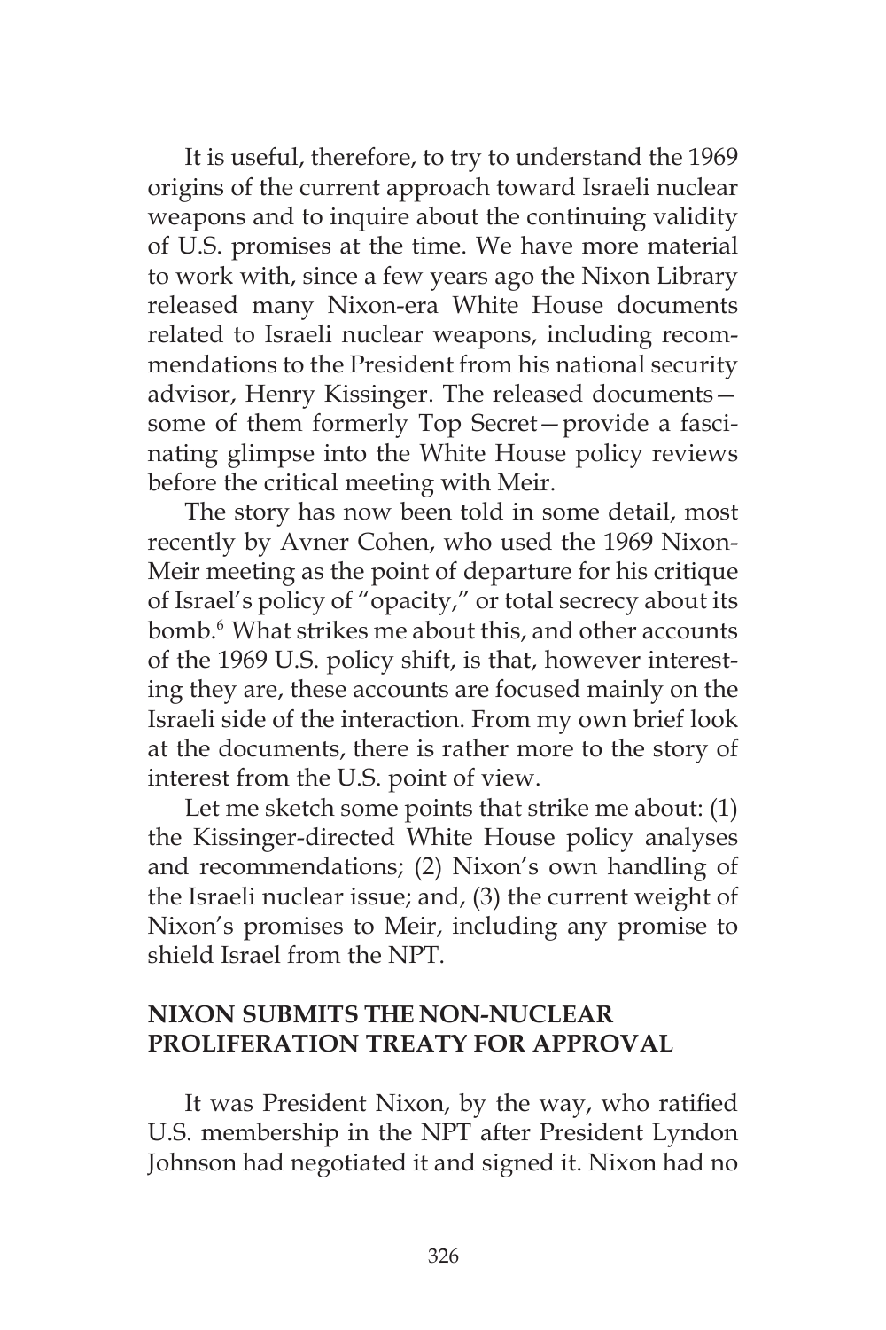It is useful, therefore, to try to understand the 1969 origins of the current approach toward Israeli nuclear weapons and to inquire about the continuing validity of U.S. promises at the time. We have more material to work with, since a few years ago the Nixon Library released many Nixon-era White House documents related to Israeli nuclear weapons, including recommendations to the President from his national security advisor, Henry Kissinger. The released documents—some of them formerly Top Secret—provide a fascinating glimpse into the White House policy reviews before the critical meeting with Meir.

The story has now been told in some detail, most recently by Avner Cohen, who used the 1969 Nixon-Meir meeting as the point of departure for his critique of Israel's policy of "opacity," or total secrecy about its bomb.[6] What strikes me about this, and other accounts of the 1969 U.S. policy shift, is that, however interesting they are, these accounts are focused mainly on the Israeli side of the interaction. From my own brief look at the documents, there is rather more to the story of interest from the U.S. point of view.

Let me sketch some points that strike me about: (1) the Kissinger-directed White House policy analyses and recommendations; (2) Nixon's own handling of the Israeli nuclear issue; and, (3) the current weight of Nixon's promises to Meir, including any promise to shield Israel from the NPT.

## NIXON SUBMITS THE NON-NUCLEAR PROLIFERATION TREATY FOR APPROVAL

It was President Nixon, by the way, who ratified U.S. membership in the NPT after President Lyndon Johnson had negotiated it and signed it. Nixon had no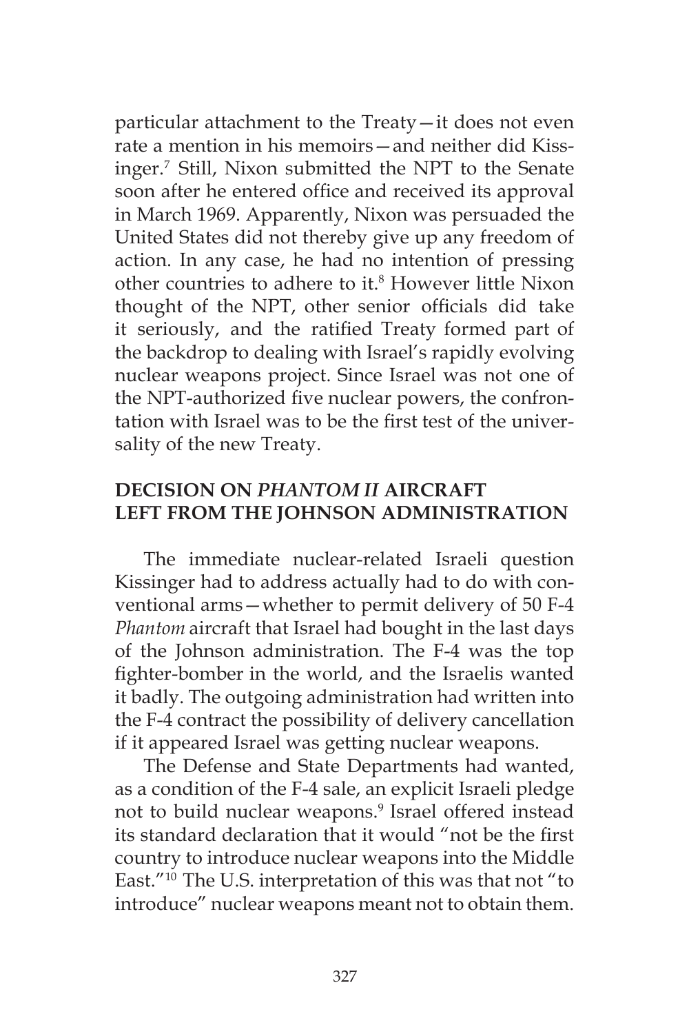particular attachment to the Treaty—it does not even rate a mention in his memoirs—and neither did Kissinger.[7] Still, Nixon submitted the NPT to the Senate soon after he entered office and received its approval in March 1969. Apparently, Nixon was persuaded the United States did not thereby give up any freedom of action. In any case, he had no intention of pressing other countries to adhere to it.[8] However little Nixon thought of the NPT, other senior officials did take it seriously, and the ratified Treaty formed part of the backdrop to dealing with Israel's rapidly evolving nuclear weapons project. Since Israel was not one of the NPT-authorized five nuclear powers, the confrontation with Israel was to be the first test of the universality of the new Treaty.

## DECISION ON *PHANTOM II* AIRCRAFT LEFT FROM THE JOHNSON ADMINISTRATION

The immediate nuclear-related Israeli question Kissinger had to address actually had to do with conventional arms—whether to permit delivery of 50 F-4 *Phantom* aircraft that Israel had bought in the last days of the Johnson administration. The F-4 was the top fighter-bomber in the world, and the Israelis wanted it badly. The outgoing administration had written into the F-4 contract the possibility of delivery cancellation if it appeared Israel was getting nuclear weapons.

The Defense and State Departments had wanted, as a condition of the F-4 sale, an explicit Israeli pledge not to build nuclear weapons.[9] Israel offered instead its standard declaration that it would "not be the first country to introduce nuclear weapons into the Middle East."[10] The U.S. interpretation of this was that not "to introduce" nuclear weapons meant not to obtain them.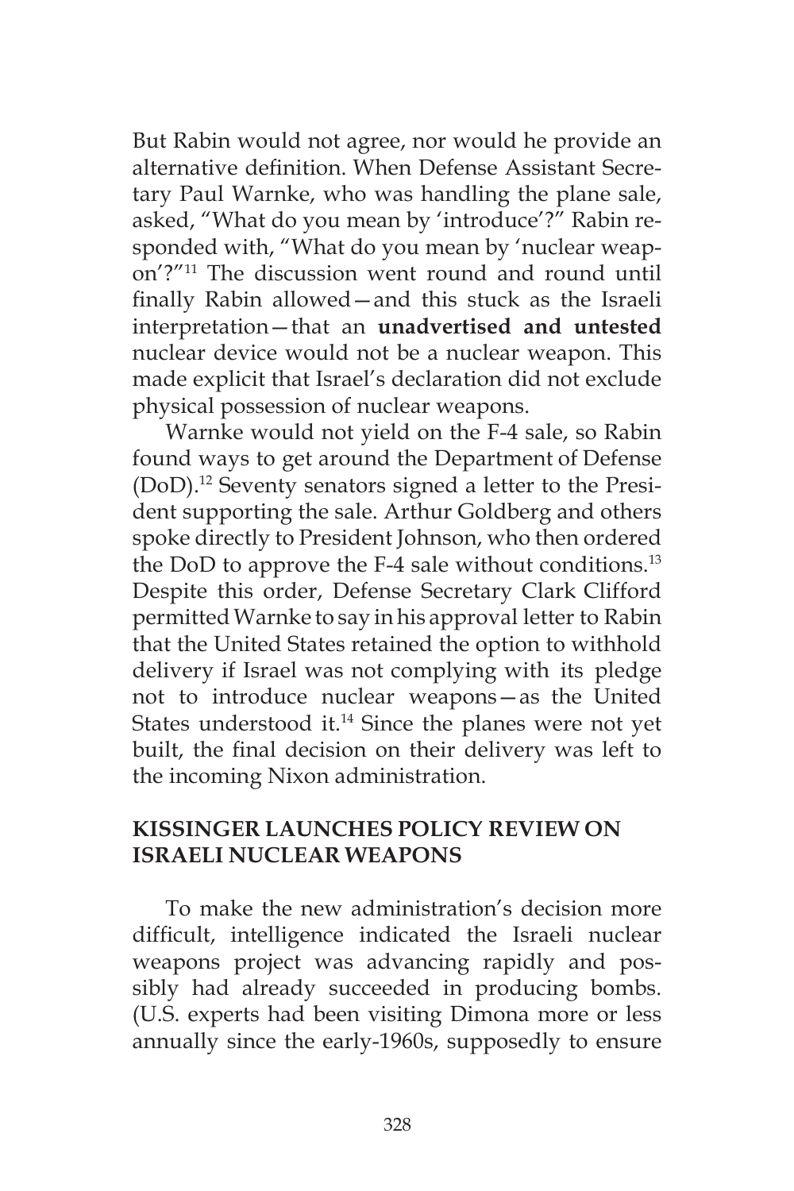But Rabin would not agree, nor would he provide an alternative definition. When Defense Assistant Secretary Paul Warnke, who was handling the plane sale, asked, "What do you mean by 'introduce'?" Rabin responded with, "What do you mean by 'nuclear weapon'?"[11] The discussion went round and round until finally Rabin allowed—and this stuck as the Israeli interpretation—that an **unadvertised and untested** nuclear device would not be a nuclear weapon. This made explicit that Israel's declaration did not exclude physical possession of nuclear weapons.

Warnke would not yield on the F-4 sale, so Rabin found ways to get around the Department of Defense (DoD).[12] Seventy senators signed a letter to the President supporting the sale. Arthur Goldberg and others spoke directly to President Johnson, who then ordered the DoD to approve the F-4 sale without conditions.[13] Despite this order, Defense Secretary Clark Clifford permitted Warnke to say in his approval letter to Rabin that the United States retained the option to withhold delivery if Israel was not complying with its pledge not to introduce nuclear weapons—as the United States understood it.[14] Since the planes were not yet built, the final decision on their delivery was left to the incoming Nixon administration.

## KISSINGER LAUNCHES POLICY REVIEW ON ISRAELI NUCLEAR WEAPONS

To make the new administration's decision more difficult, intelligence indicated the Israeli nuclear weapons project was advancing rapidly and possibly had already succeeded in producing bombs. (U.S. experts had been visiting Dimona more or less annually since the early-1960s, supposedly to ensure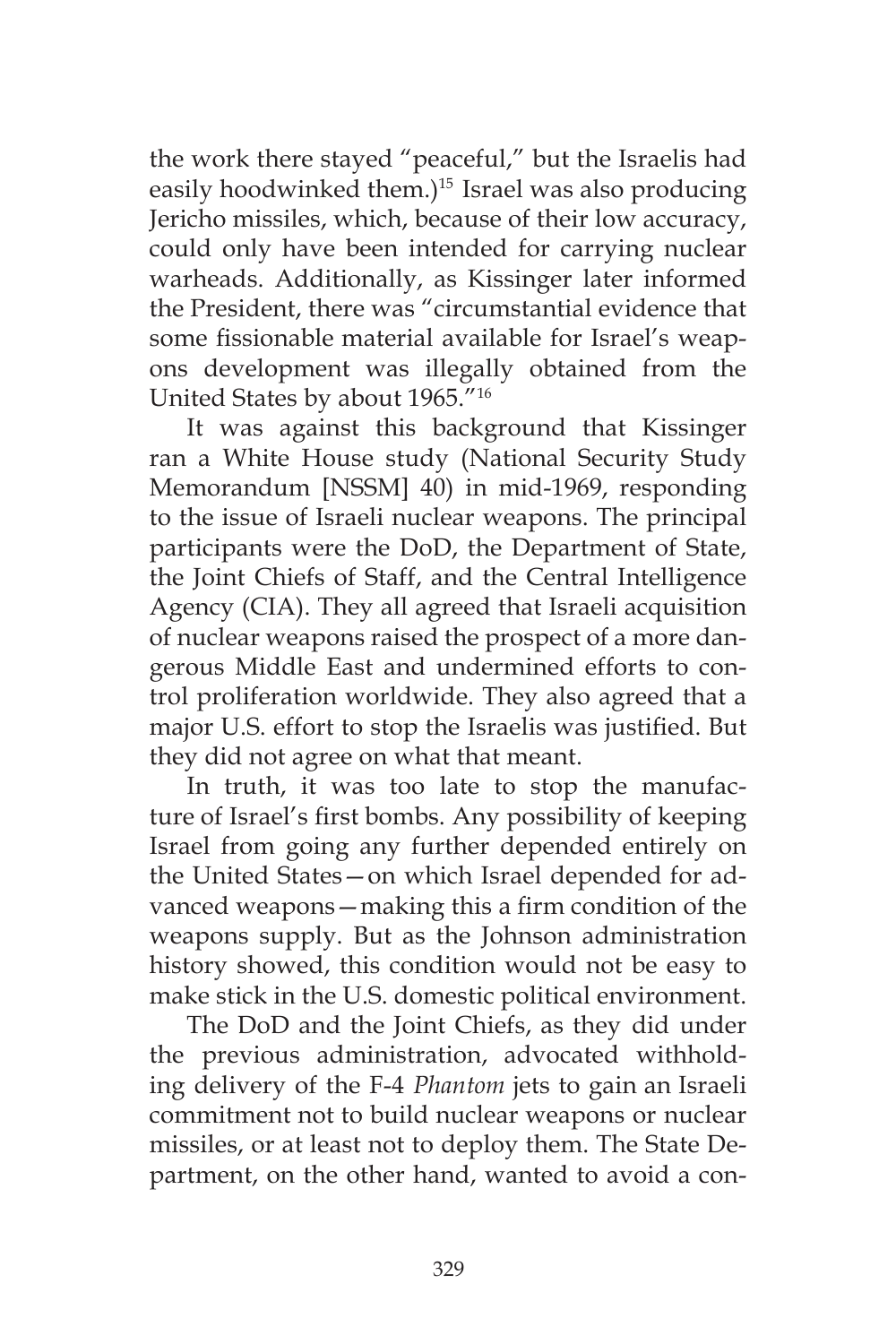the work there stayed "peaceful," but the Israelis had easily hoodwinked them.)[15] Israel was also producing Jericho missiles, which, because of their low accuracy, could only have been intended for carrying nuclear warheads. Additionally, as Kissinger later informed the President, there was "circumstantial evidence that some fissionable material available for Israel's weapons development was illegally obtained from the United States by about 1965."[16]

It was against this background that Kissinger ran a White House study (National Security Study Memorandum [NSSM] 40) in mid-1969, responding to the issue of Israeli nuclear weapons. The principal participants were the DoD, the Department of State, the Joint Chiefs of Staff, and the Central Intelligence Agency (CIA). They all agreed that Israeli acquisition of nuclear weapons raised the prospect of a more dangerous Middle East and undermined efforts to control proliferation worldwide. They also agreed that a major U.S. effort to stop the Israelis was justified. But they did not agree on what that meant.

In truth, it was too late to stop the manufacture of Israel's first bombs. Any possibility of keeping Israel from going any further depended entirely on the United States—on which Israel depended for advanced weapons—making this a firm condition of the weapons supply. But as the Johnson administration history showed, this condition would not be easy to make stick in the U.S. domestic political environment.

The DoD and the Joint Chiefs, as they did under the previous administration, advocated withholding delivery of the F-4 *Phantom* jets to gain an Israeli commitment not to build nuclear weapons or nuclear missiles, or at least not to deploy them. The State Department, on the other hand, wanted to avoid a con-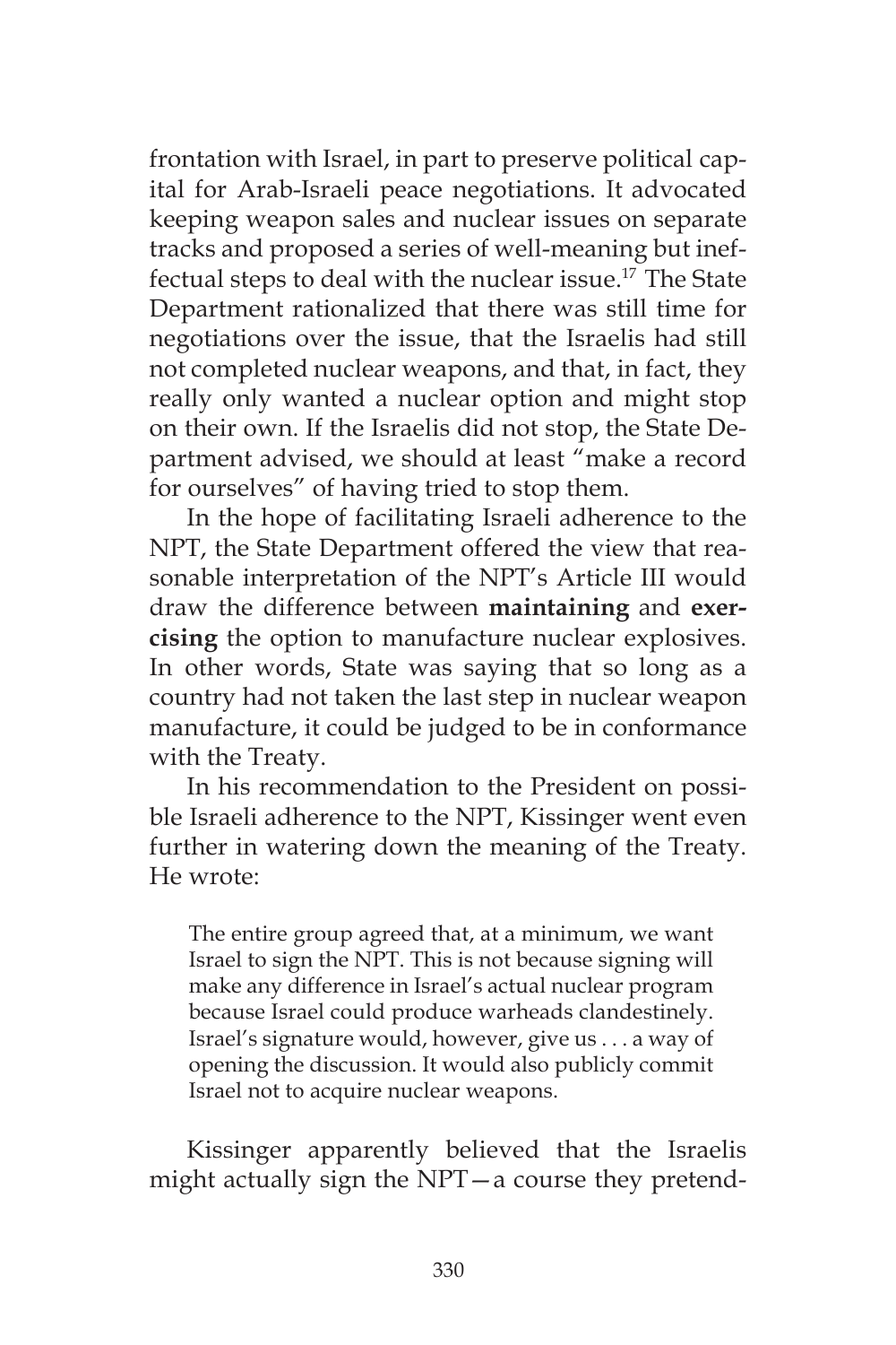frontation with Israel, in part to preserve political capital for Arab-Israeli peace negotiations. It advocated keeping weapon sales and nuclear issues on separate tracks and proposed a series of well-meaning but ineffectual steps to deal with the nuclear issue.[17] The State Department rationalized that there was still time for negotiations over the issue, that the Israelis had still not completed nuclear weapons, and that, in fact, they really only wanted a nuclear option and might stop on their own. If the Israelis did not stop, the State Department advised, we should at least "make a record for ourselves" of having tried to stop them.

In the hope of facilitating Israeli adherence to the NPT, the State Department offered the view that reasonable interpretation of the NPT's Article III would draw the difference between **maintaining** and **exercising** the option to manufacture nuclear explosives. In other words, State was saying that so long as a country had not taken the last step in nuclear weapon manufacture, it could be judged to be in conformance with the Treaty.

In his recommendation to the President on possible Israeli adherence to the NPT, Kissinger went even further in watering down the meaning of the Treaty. He wrote:

> The entire group agreed that, at a minimum, we want Israel to sign the NPT. This is not because signing will make any difference in Israel's actual nuclear program because Israel could produce warheads clandestinely. Israel's signature would, however, give us . . . a way of opening the discussion. It would also publicly commit Israel not to acquire nuclear weapons.

Kissinger apparently believed that the Israelis might actually sign the NPT—a course they pretend-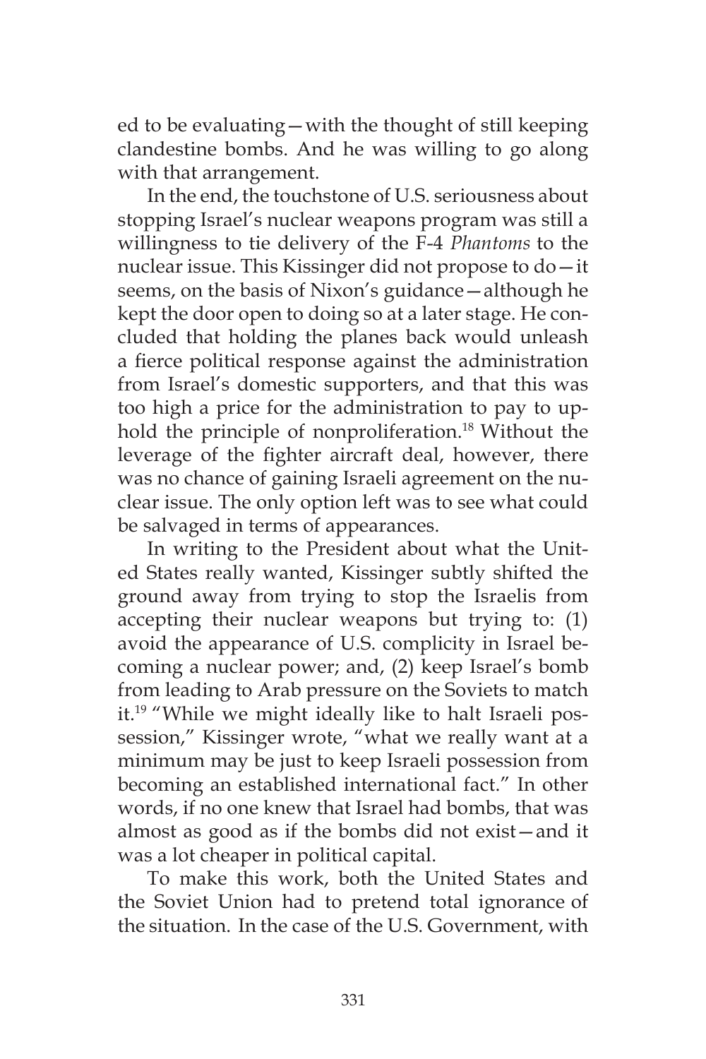ed to be evaluating—with the thought of still keeping clandestine bombs. And he was willing to go along with that arrangement.

In the end, the touchstone of U.S. seriousness about stopping Israel's nuclear weapons program was still a willingness to tie delivery of the F-4 *Phantoms* to the nuclear issue. This Kissinger did not propose to do—it seems, on the basis of Nixon's guidance—although he kept the door open to doing so at a later stage. He concluded that holding the planes back would unleash a fierce political response against the administration from Israel's domestic supporters, and that this was too high a price for the administration to pay to uphold the principle of nonproliferation.[18] Without the leverage of the fighter aircraft deal, however, there was no chance of gaining Israeli agreement on the nuclear issue. The only option left was to see what could be salvaged in terms of appearances.

In writing to the President about what the United States really wanted, Kissinger subtly shifted the ground away from trying to stop the Israelis from accepting their nuclear weapons but trying to: (1) avoid the appearance of U.S. complicity in Israel becoming a nuclear power; and, (2) keep Israel's bomb from leading to Arab pressure on the Soviets to match it.[19] "While we might ideally like to halt Israeli possession," Kissinger wrote, "what we really want at a minimum may be just to keep Israeli possession from becoming an established international fact." In other words, if no one knew that Israel had bombs, that was almost as good as if the bombs did not exist—and it was a lot cheaper in political capital.

To make this work, both the United States and the Soviet Union had to pretend total ignorance of the situation. In the case of the U.S. Government, with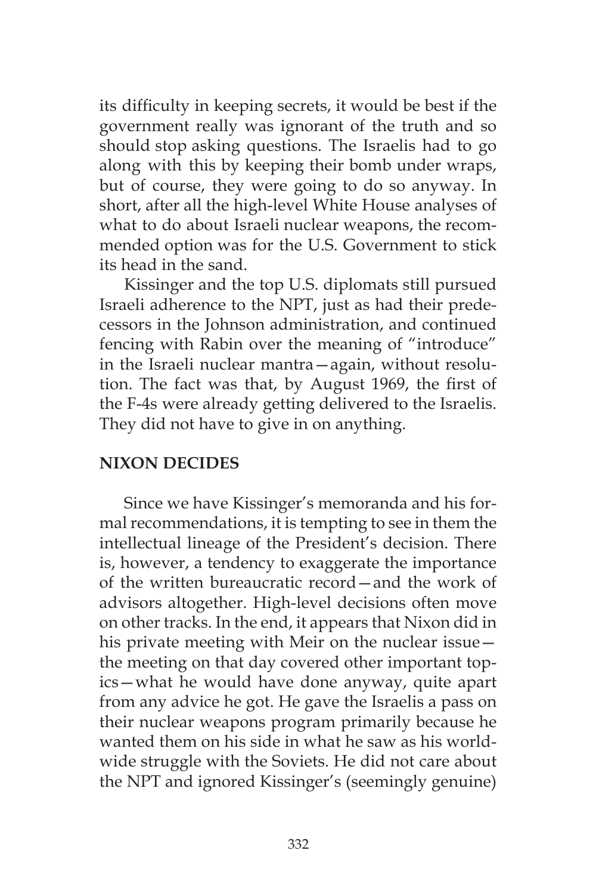its difficulty in keeping secrets, it would be best if the government really was ignorant of the truth and so should stop asking questions. The Israelis had to go along with this by keeping their bomb under wraps, but of course, they were going to do so anyway. In short, after all the high-level White House analyses of what to do about Israeli nuclear weapons, the recommended option was for the U.S. Government to stick its head in the sand.

Kissinger and the top U.S. diplomats still pursued Israeli adherence to the NPT, just as had their predecessors in the Johnson administration, and continued fencing with Rabin over the meaning of "introduce" in the Israeli nuclear mantra—again, without resolution. The fact was that, by August 1969, the first of the F-4s were already getting delivered to the Israelis. They did not have to give in on anything.

## NIXON DECIDES

Since we have Kissinger's memoranda and his formal recommendations, it is tempting to see in them the intellectual lineage of the President's decision. There is, however, a tendency to exaggerate the importance of the written bureaucratic record—and the work of advisors altogether. High-level decisions often move on other tracks. In the end, it appears that Nixon did in his private meeting with Meir on the nuclear issue—the meeting on that day covered other important topics—what he would have done anyway, quite apart from any advice he got. He gave the Israelis a pass on their nuclear weapons program primarily because he wanted them on his side in what he saw as his worldwide struggle with the Soviets. He did not care about the NPT and ignored Kissinger's (seemingly genuine)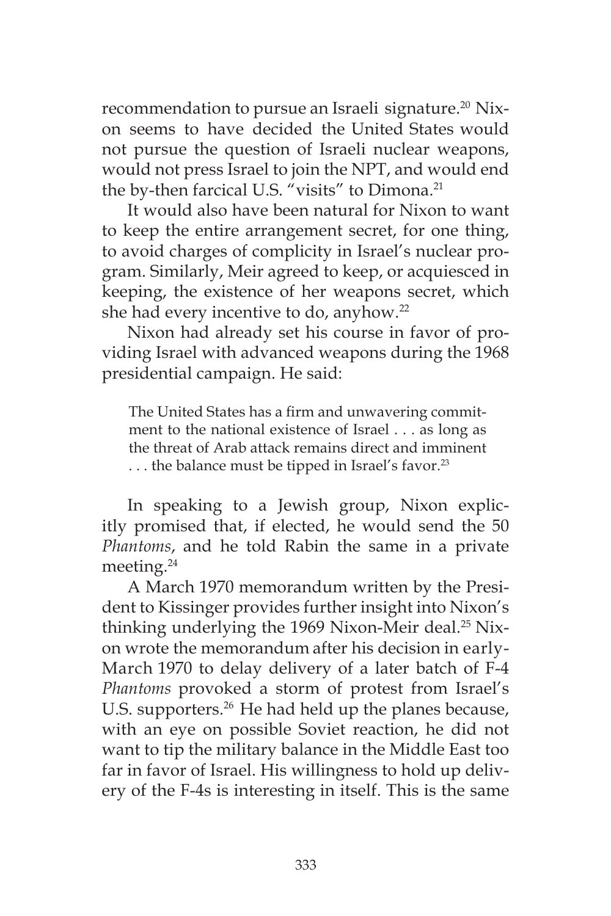recommendation to pursue an Israeli signature.[20] Nixon seems to have decided the United States would not pursue the question of Israeli nuclear weapons, would not press Israel to join the NPT, and would end the by-then farcical U.S. "visits" to Dimona.[21]

It would also have been natural for Nixon to want to keep the entire arrangement secret, for one thing, to avoid charges of complicity in Israel's nuclear program. Similarly, Meir agreed to keep, or acquiesced in keeping, the existence of her weapons secret, which she had every incentive to do, anyhow.[22]

Nixon had already set his course in favor of providing Israel with advanced weapons during the 1968 presidential campaign. He said:

> The United States has a firm and unwavering commitment to the national existence of Israel . . . as long as the threat of Arab attack remains direct and imminent . . . the balance must be tipped in Israel's favor.[23]

In speaking to a Jewish group, Nixon explicitly promised that, if elected, he would send the 50 *Phantoms*, and he told Rabin the same in a private meeting.[24]

A March 1970 memorandum written by the President to Kissinger provides further insight into Nixon's thinking underlying the 1969 Nixon-Meir deal.[25] Nixon wrote the memorandum after his decision in early-March 1970 to delay delivery of a later batch of F-4 *Phantoms* provoked a storm of protest from Israel's U.S. supporters.[26] He had held up the planes because, with an eye on possible Soviet reaction, he did not want to tip the military balance in the Middle East too far in favor of Israel. His willingness to hold up delivery of the F-4s is interesting in itself. This is the same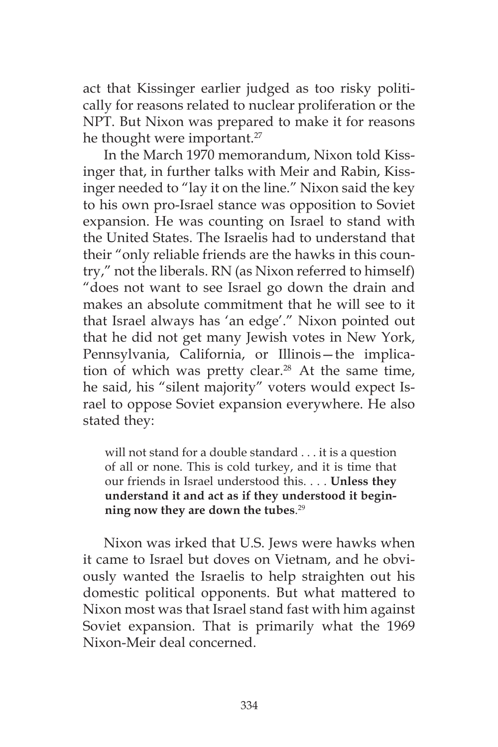act that Kissinger earlier judged as too risky politically for reasons related to nuclear proliferation or the NPT. But Nixon was prepared to make it for reasons he thought were important.[27]

In the March 1970 memorandum, Nixon told Kissinger that, in further talks with Meir and Rabin, Kissinger needed to "lay it on the line." Nixon said the key to his own pro-Israel stance was opposition to Soviet expansion. He was counting on Israel to stand with the United States. The Israelis had to understand that their "only reliable friends are the hawks in this country," not the liberals. RN (as Nixon referred to himself) "does not want to see Israel go down the drain and makes an absolute commitment that he will see to it that Israel always has 'an edge'." Nixon pointed out that he did not get many Jewish votes in New York, Pennsylvania, California, or Illinois—the implication of which was pretty clear.[28] At the same time, he said, his "silent majority" voters would expect Israel to oppose Soviet expansion everywhere. He also stated they:

> will not stand for a double standard . . . it is a question of all or none. This is cold turkey, and it is time that our friends in Israel understood this. . . . **Unless they understand it and act as if they understood it beginning now they are down the tubes**.[29]

Nixon was irked that U.S. Jews were hawks when it came to Israel but doves on Vietnam, and he obviously wanted the Israelis to help straighten out his domestic political opponents. But what mattered to Nixon most was that Israel stand fast with him against Soviet expansion. That is primarily what the 1969 Nixon-Meir deal concerned.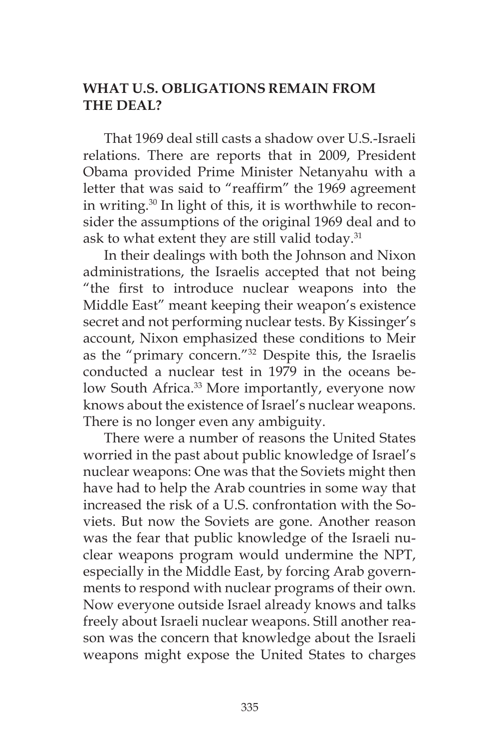## WHAT U.S. OBLIGATIONS REMAIN FROM THE DEAL?

That 1969 deal still casts a shadow over U.S.-Israeli relations. There are reports that in 2009, President Obama provided Prime Minister Netanyahu with a letter that was said to "reaffirm" the 1969 agreement in writing.[30] In light of this, it is worthwhile to reconsider the assumptions of the original 1969 deal and to ask to what extent they are still valid today.[31]

In their dealings with both the Johnson and Nixon administrations, the Israelis accepted that not being "the first to introduce nuclear weapons into the Middle East" meant keeping their weapon's existence secret and not performing nuclear tests. By Kissinger's account, Nixon emphasized these conditions to Meir as the "primary concern."[32] Despite this, the Israelis conducted a nuclear test in 1979 in the oceans below South Africa.[33] More importantly, everyone now knows about the existence of Israel's nuclear weapons. There is no longer even any ambiguity.

There were a number of reasons the United States worried in the past about public knowledge of Israel's nuclear weapons: One was that the Soviets might then have had to help the Arab countries in some way that increased the risk of a U.S. confrontation with the Soviets. But now the Soviets are gone. Another reason was the fear that public knowledge of the Israeli nuclear weapons program would undermine the NPT, especially in the Middle East, by forcing Arab governments to respond with nuclear programs of their own. Now everyone outside Israel already knows and talks freely about Israeli nuclear weapons. Still another reason was the concern that knowledge about the Israeli weapons might expose the United States to charges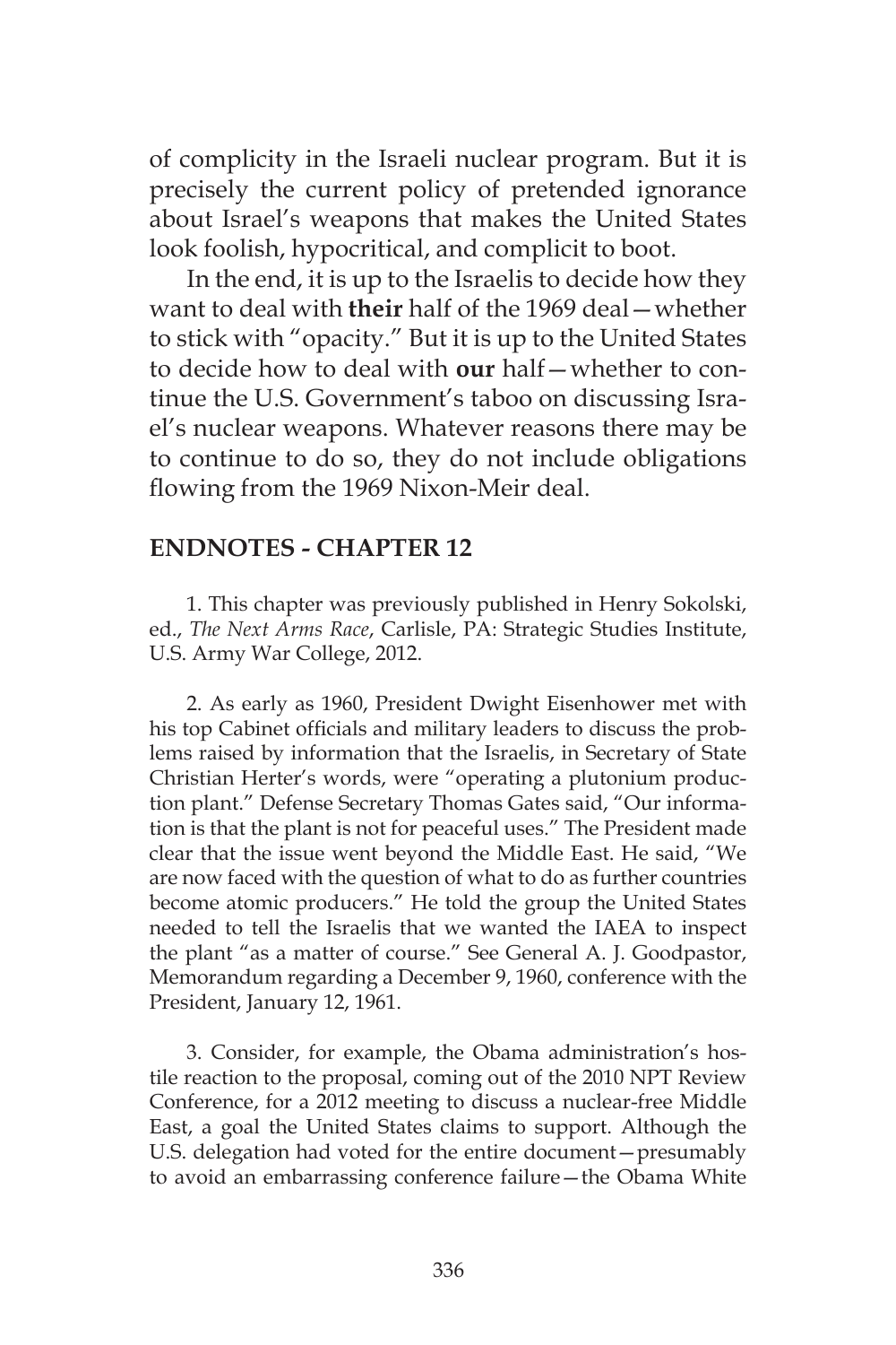of complicity in the Israeli nuclear program. But it is precisely the current policy of pretended ignorance about Israel's weapons that makes the United States look foolish, hypocritical, and complicit to boot.

In the end, it is up to the Israelis to decide how they want to deal with **their** half of the 1969 deal—whether to stick with "opacity." But it is up to the United States to decide how to deal with **our** half—whether to continue the U.S. Government's taboo on discussing Israel's nuclear weapons. Whatever reasons there may be to continue to do so, they do not include obligations flowing from the 1969 Nixon-Meir deal.

## ENDNOTES - CHAPTER 12

1. This chapter was previously published in Henry Sokolski, ed., *The Next Arms Race*, Carlisle, PA: Strategic Studies Institute, U.S. Army War College, 2012.

2. As early as 1960, President Dwight Eisenhower met with his top Cabinet officials and military leaders to discuss the problems raised by information that the Israelis, in Secretary of State Christian Herter's words, were "operating a plutonium production plant." Defense Secretary Thomas Gates said, "Our information is that the plant is not for peaceful uses." The President made clear that the issue went beyond the Middle East. He said, "We are now faced with the question of what to do as further countries become atomic producers." He told the group the United States needed to tell the Israelis that we wanted the IAEA to inspect the plant "as a matter of course." See General A. J. Goodpastor, Memorandum regarding a December 9, 1960, conference with the President, January 12, 1961.

3. Consider, for example, the Obama administration's hostile reaction to the proposal, coming out of the 2010 NPT Review Conference, for a 2012 meeting to discuss a nuclear-free Middle East, a goal the United States claims to support. Although the U.S. delegation had voted for the entire document—presumably to avoid an embarrassing conference failure—the Obama White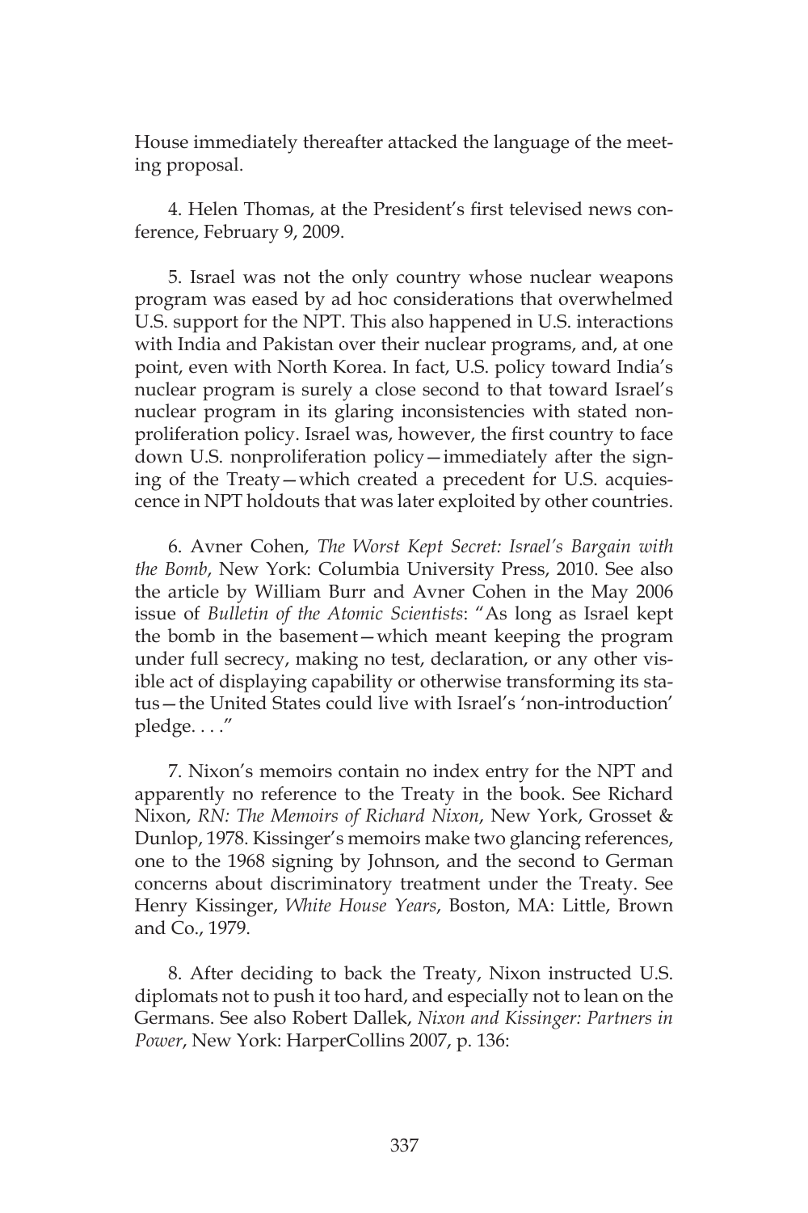House immediately thereafter attacked the language of the meeting proposal.

4. Helen Thomas, at the President's first televised news conference, February 9, 2009.

5. Israel was not the only country whose nuclear weapons program was eased by ad hoc considerations that overwhelmed U.S. support for the NPT. This also happened in U.S. interactions with India and Pakistan over their nuclear programs, and, at one point, even with North Korea. In fact, U.S. policy toward India's nuclear program is surely a close second to that toward Israel's nuclear program in its glaring inconsistencies with stated nonproliferation policy. Israel was, however, the first country to face down U.S. nonproliferation policy—immediately after the signing of the Treaty—which created a precedent for U.S. acquiescence in NPT holdouts that was later exploited by other countries.

6. Avner Cohen, *The Worst Kept Secret: Israel's Bargain with the Bomb*, New York: Columbia University Press, 2010. See also the article by William Burr and Avner Cohen in the May 2006 issue of *Bulletin of the Atomic Scientists*: "As long as Israel kept the bomb in the basement—which meant keeping the program under full secrecy, making no test, declaration, or any other visible act of displaying capability or otherwise transforming its status—the United States could live with Israel's 'non-introduction' pledge. . . ."

7. Nixon's memoirs contain no index entry for the NPT and apparently no reference to the Treaty in the book. See Richard Nixon, *RN: The Memoirs of Richard Nixon*, New York, Grosset & Dunlop, 1978. Kissinger's memoirs make two glancing references, one to the 1968 signing by Johnson, and the second to German concerns about discriminatory treatment under the Treaty. See Henry Kissinger, *White House Years*, Boston, MA: Little, Brown and Co., 1979.

8. After deciding to back the Treaty, Nixon instructed U.S. diplomats not to push it too hard, and especially not to lean on the Germans. See also Robert Dallek, *Nixon and Kissinger: Partners in Power*, New York: HarperCollins 2007, p. 136: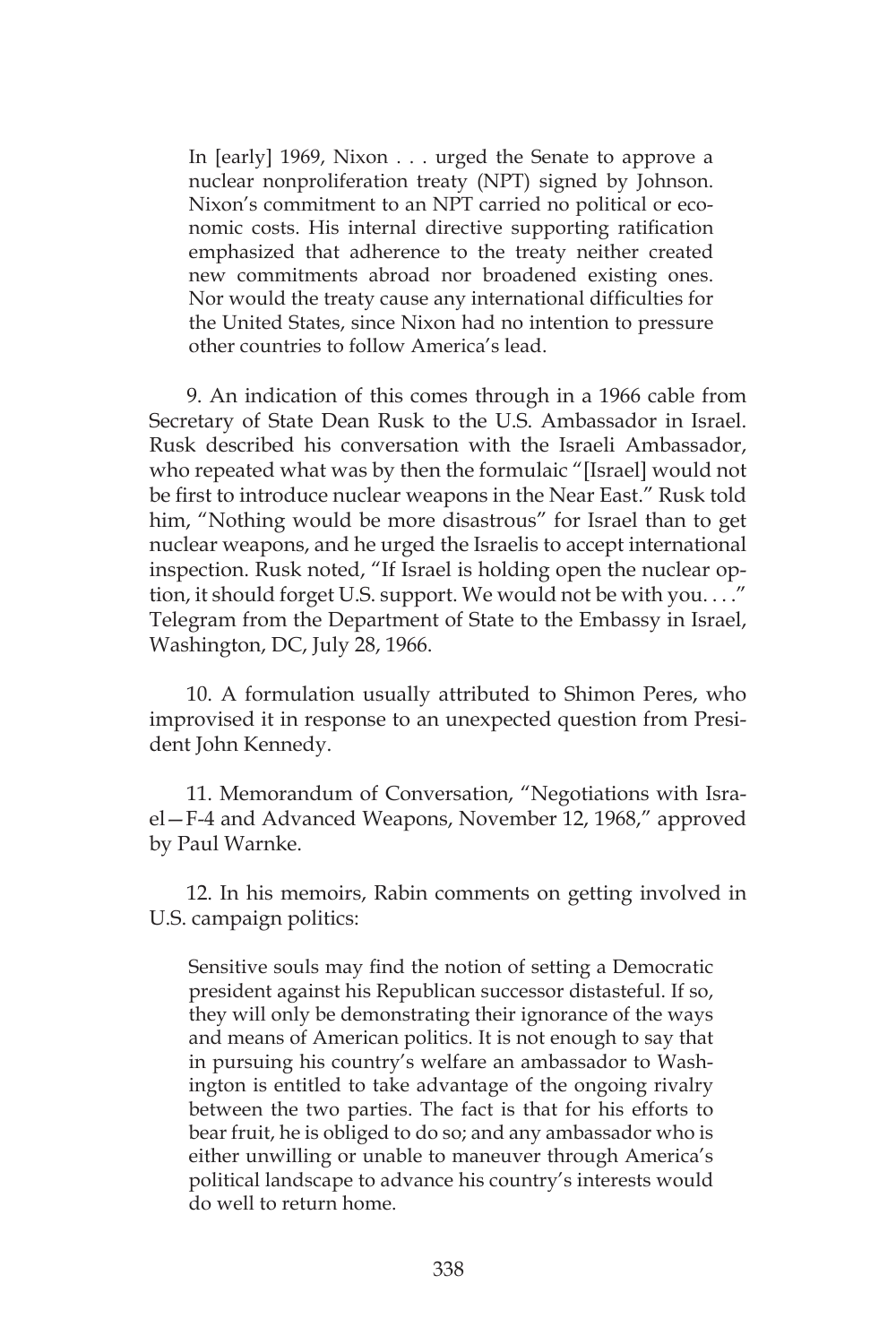> In [early] 1969, Nixon . . . urged the Senate to approve a nuclear nonproliferation treaty (NPT) signed by Johnson. Nixon's commitment to an NPT carried no political or economic costs. His internal directive supporting ratification emphasized that adherence to the treaty neither created new commitments abroad nor broadened existing ones. Nor would the treaty cause any international difficulties for the United States, since Nixon had no intention to pressure other countries to follow America's lead.

9. An indication of this comes through in a 1966 cable from Secretary of State Dean Rusk to the U.S. Ambassador in Israel. Rusk described his conversation with the Israeli Ambassador, who repeated what was by then the formulaic "[Israel] would not be first to introduce nuclear weapons in the Near East." Rusk told him, "Nothing would be more disastrous" for Israel than to get nuclear weapons, and he urged the Israelis to accept international inspection. Rusk noted, "If Israel is holding open the nuclear option, it should forget U.S. support. We would not be with you. . . ." Telegram from the Department of State to the Embassy in Israel, Washington, DC, July 28, 1966.

10. A formulation usually attributed to Shimon Peres, who improvised it in response to an unexpected question from President John Kennedy.

11. Memorandum of Conversation, "Negotiations with Israel—F-4 and Advanced Weapons, November 12, 1968," approved by Paul Warnke.

12. In his memoirs, Rabin comments on getting involved in U.S. campaign politics:

> Sensitive souls may find the notion of setting a Democratic president against his Republican successor distasteful. If so, they will only be demonstrating their ignorance of the ways and means of American politics. It is not enough to say that in pursuing his country's welfare an ambassador to Washington is entitled to take advantage of the ongoing rivalry between the two parties. The fact is that for his efforts to bear fruit, he is obliged to do so; and any ambassador who is either unwilling or unable to maneuver through America's political landscape to advance his country's interests would do well to return home.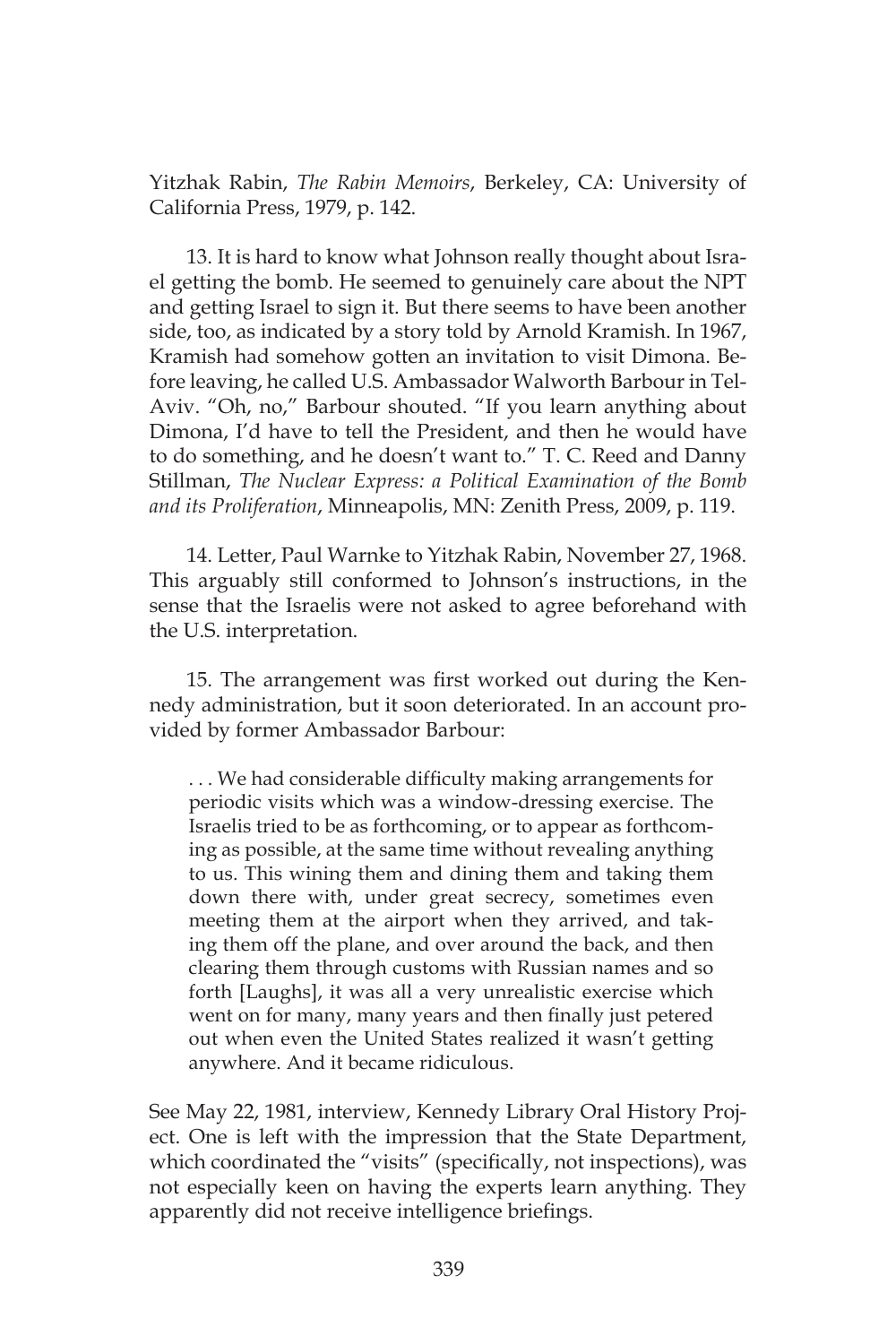Yitzhak Rabin, *The Rabin Memoirs*, Berkeley, CA: University of California Press, 1979, p. 142.

13. It is hard to know what Johnson really thought about Israel getting the bomb. He seemed to genuinely care about the NPT and getting Israel to sign it. But there seems to have been another side, too, as indicated by a story told by Arnold Kramish. In 1967, Kramish had somehow gotten an invitation to visit Dimona. Before leaving, he called U.S. Ambassador Walworth Barbour in Tel-Aviv. "Oh, no," Barbour shouted. "If you learn anything about Dimona, I'd have to tell the President, and then he would have to do something, and he doesn't want to." T. C. Reed and Danny Stillman, *The Nuclear Express: a Political Examination of the Bomb and its Proliferation*, Minneapolis, MN: Zenith Press, 2009, p. 119.

14. Letter, Paul Warnke to Yitzhak Rabin, November 27, 1968. This arguably still conformed to Johnson's instructions, in the sense that the Israelis were not asked to agree beforehand with the U.S. interpretation.

15. The arrangement was first worked out during the Kennedy administration, but it soon deteriorated. In an account provided by former Ambassador Barbour:

> . . . We had considerable difficulty making arrangements for periodic visits which was a window-dressing exercise. The Israelis tried to be as forthcoming, or to appear as forthcoming as possible, at the same time without revealing anything to us. This wining them and dining them and taking them down there with, under great secrecy, sometimes even meeting them at the airport when they arrived, and taking them off the plane, and over around the back, and then clearing them through customs with Russian names and so forth [Laughs], it was all a very unrealistic exercise which went on for many, many years and then finally just petered out when even the United States realized it wasn't getting anywhere. And it became ridiculous.

See May 22, 1981, interview, Kennedy Library Oral History Project. One is left with the impression that the State Department, which coordinated the "visits" (specifically, not inspections), was not especially keen on having the experts learn anything. They apparently did not receive intelligence briefings.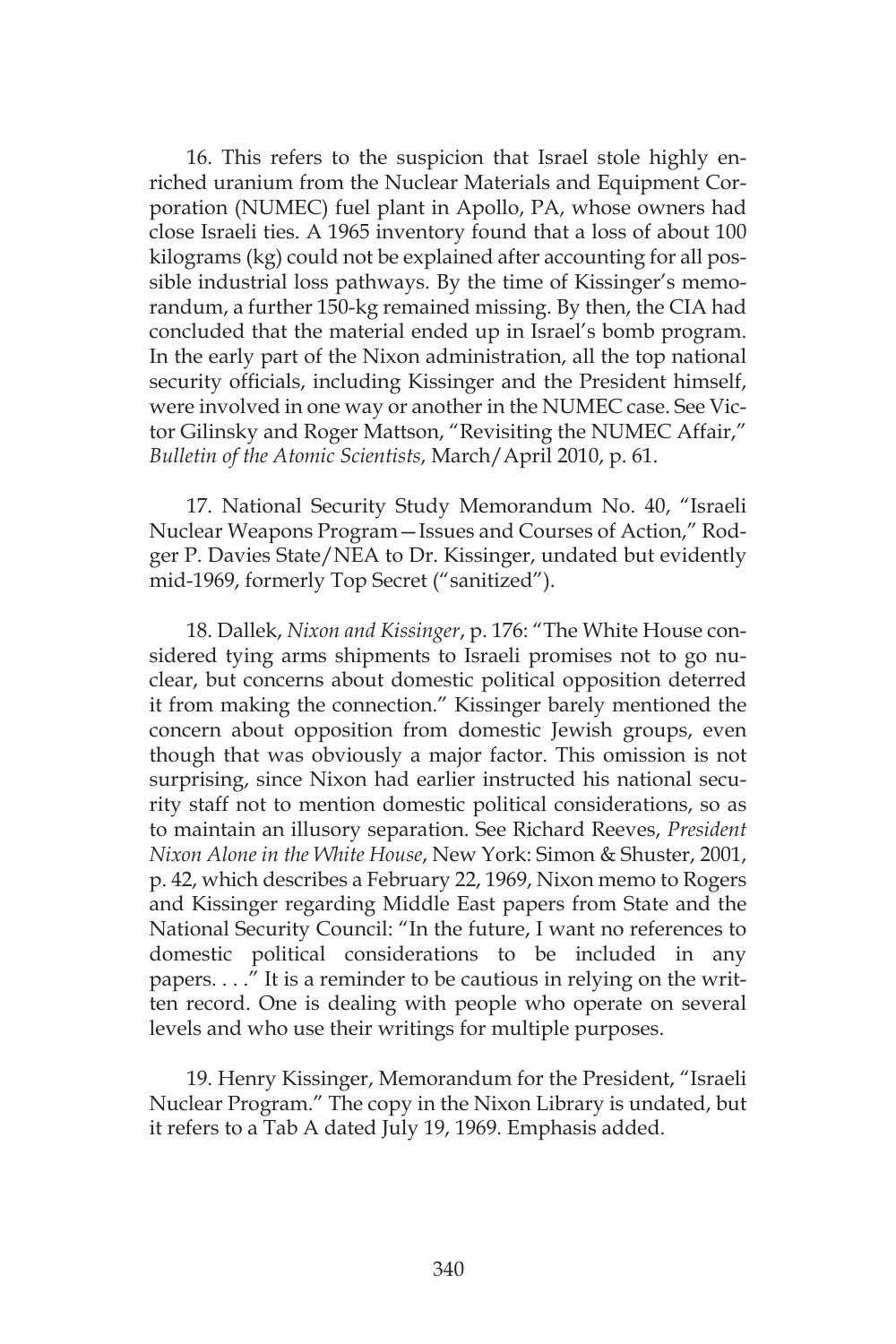16. This refers to the suspicion that Israel stole highly enriched uranium from the Nuclear Materials and Equipment Corporation (NUMEC) fuel plant in Apollo, PA, whose owners had close Israeli ties. A 1965 inventory found that a loss of about 100 kilograms (kg) could not be explained after accounting for all possible industrial loss pathways. By the time of Kissinger's memorandum, a further 150-kg remained missing. By then, the CIA had concluded that the material ended up in Israel's bomb program. In the early part of the Nixon administration, all the top national security officials, including Kissinger and the President himself, were involved in one way or another in the NUMEC case. See Victor Gilinsky and Roger Mattson, "Revisiting the NUMEC Affair," *Bulletin of the Atomic Scientists*, March/April 2010, p. 61.

17. National Security Study Memorandum No. 40, "Israeli Nuclear Weapons Program—Issues and Courses of Action," Rodger P. Davies State/NEA to Dr. Kissinger, undated but evidently mid-1969, formerly Top Secret ("sanitized").

18. Dallek, *Nixon and Kissinger*, p. 176: "The White House considered tying arms shipments to Israeli promises not to go nuclear, but concerns about domestic political opposition deterred it from making the connection." Kissinger barely mentioned the concern about opposition from domestic Jewish groups, even though that was obviously a major factor. This omission is not surprising, since Nixon had earlier instructed his national security staff not to mention domestic political considerations, so as to maintain an illusory separation. See Richard Reeves, *President Nixon Alone in the White House*, New York: Simon & Shuster, 2001, p. 42, which describes a February 22, 1969, Nixon memo to Rogers and Kissinger regarding Middle East papers from State and the National Security Council: "In the future, I want no references to domestic political considerations to be included in any papers. . . ." It is a reminder to be cautious in relying on the written record. One is dealing with people who operate on several levels and who use their writings for multiple purposes.

19. Henry Kissinger, Memorandum for the President, "Israeli Nuclear Program." The copy in the Nixon Library is undated, but it refers to a Tab A dated July 19, 1969. Emphasis added.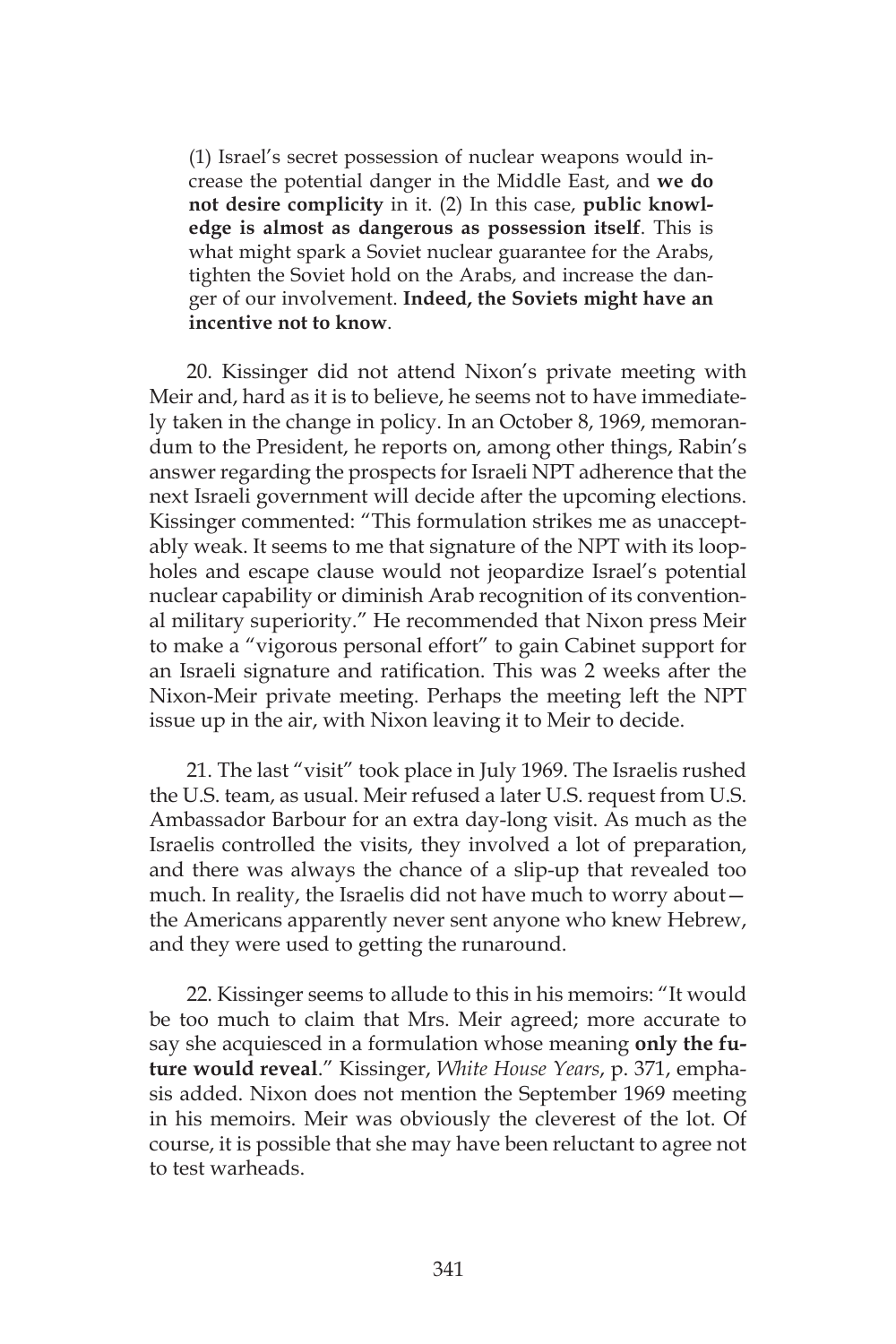(1) Israel's secret possession of nuclear weapons would increase the potential danger in the Middle East, and **we do not desire complicity** in it. (2) In this case, **public knowledge is almost as dangerous as possession itself**. This is what might spark a Soviet nuclear guarantee for the Arabs, tighten the Soviet hold on the Arabs, and increase the danger of our involvement. **Indeed, the Soviets might have an incentive not to know**.

20. Kissinger did not attend Nixon's private meeting with Meir and, hard as it is to believe, he seems not to have immediately taken in the change in policy. In an October 8, 1969, memorandum to the President, he reports on, among other things, Rabin's answer regarding the prospects for Israeli NPT adherence that the next Israeli government will decide after the upcoming elections. Kissinger commented: "This formulation strikes me as unacceptably weak. It seems to me that signature of the NPT with its loopholes and escape clause would not jeopardize Israel's potential nuclear capability or diminish Arab recognition of its conventional military superiority." He recommended that Nixon press Meir to make a "vigorous personal effort" to gain Cabinet support for an Israeli signature and ratification. This was 2 weeks after the Nixon-Meir private meeting. Perhaps the meeting left the NPT issue up in the air, with Nixon leaving it to Meir to decide.

21. The last "visit" took place in July 1969. The Israelis rushed the U.S. team, as usual. Meir refused a later U.S. request from U.S. Ambassador Barbour for an extra day-long visit. As much as the Israelis controlled the visits, they involved a lot of preparation, and there was always the chance of a slip-up that revealed too much. In reality, the Israelis did not have much to worry about—the Americans apparently never sent anyone who knew Hebrew, and they were used to getting the runaround.

22. Kissinger seems to allude to this in his memoirs: "It would be too much to claim that Mrs. Meir agreed; more accurate to say she acquiesced in a formulation whose meaning **only the future would reveal**." Kissinger, *White House Years*, p. 371, emphasis added. Nixon does not mention the September 1969 meeting in his memoirs. Meir was obviously the cleverest of the lot. Of course, it is possible that she may have been reluctant to agree not to test warheads.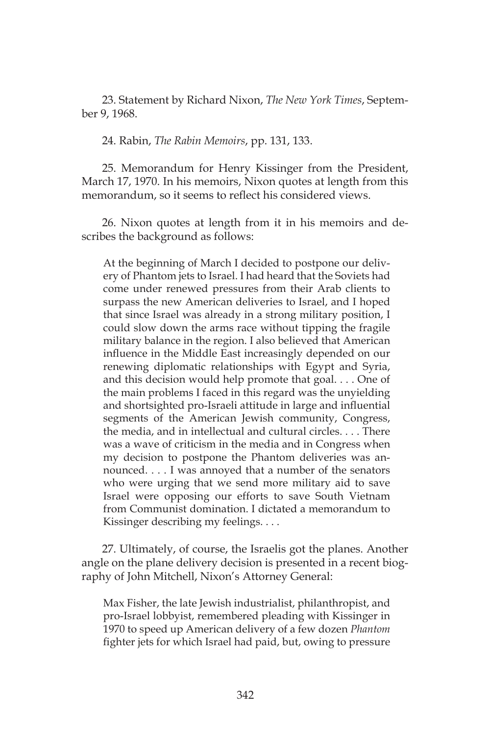23. Statement by Richard Nixon, *The New York Times*, September 9, 1968.

24. Rabin, *The Rabin Memoirs*, pp. 131, 133.

25. Memorandum for Henry Kissinger from the President, March 17, 1970. In his memoirs, Nixon quotes at length from this memorandum, so it seems to reflect his considered views.

26. Nixon quotes at length from it in his memoirs and describes the background as follows:

> At the beginning of March I decided to postpone our delivery of Phantom jets to Israel. I had heard that the Soviets had come under renewed pressures from their Arab clients to surpass the new American deliveries to Israel, and I hoped that since Israel was already in a strong military position, I could slow down the arms race without tipping the fragile military balance in the region. I also believed that American influence in the Middle East increasingly depended on our renewing diplomatic relationships with Egypt and Syria, and this decision would help promote that goal. . . . One of the main problems I faced in this regard was the unyielding and shortsighted pro-Israeli attitude in large and influential segments of the American Jewish community, Congress, the media, and in intellectual and cultural circles. . . . There was a wave of criticism in the media and in Congress when my decision to postpone the Phantom deliveries was announced. . . . I was annoyed that a number of the senators who were urging that we send more military aid to save Israel were opposing our efforts to save South Vietnam from Communist domination. I dictated a memorandum to Kissinger describing my feelings. . . .

27. Ultimately, of course, the Israelis got the planes. Another angle on the plane delivery decision is presented in a recent biography of John Mitchell, Nixon's Attorney General:

> Max Fisher, the late Jewish industrialist, philanthropist, and pro-Israel lobbyist, remembered pleading with Kissinger in 1970 to speed up American delivery of a few dozen *Phantom* fighter jets for which Israel had paid, but, owing to pressure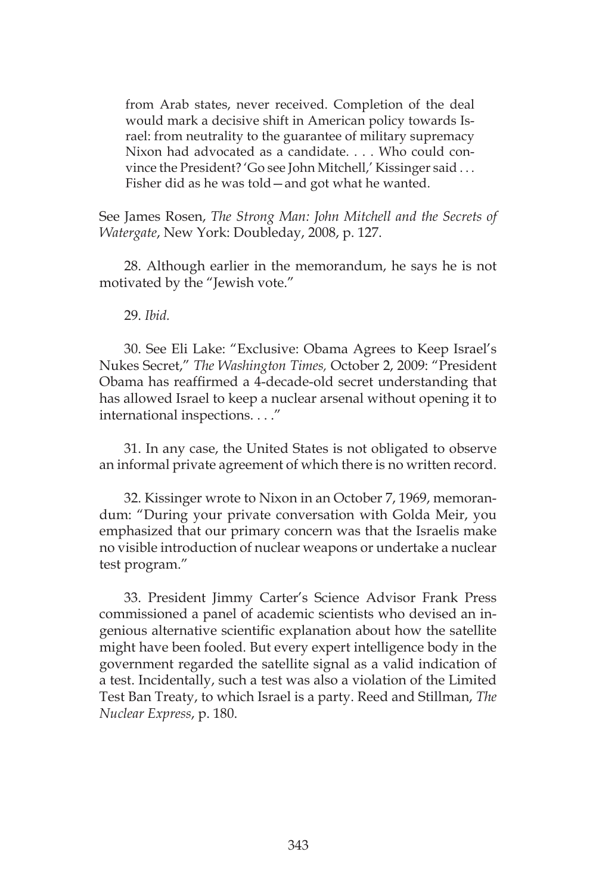> from Arab states, never received. Completion of the deal would mark a decisive shift in American policy towards Israel: from neutrality to the guarantee of military supremacy Nixon had advocated as a candidate. . . . Who could convince the President? 'Go see John Mitchell,' Kissinger said . . . Fisher did as he was told—and got what he wanted.

See James Rosen, *The Strong Man: John Mitchell and the Secrets of Watergate*, New York: Doubleday, 2008, p. 127.

28. Although earlier in the memorandum, he says he is not motivated by the "Jewish vote."

29. *Ibid.*

30. See Eli Lake: "Exclusive: Obama Agrees to Keep Israel's Nukes Secret," *The Washington Times,* October 2, 2009: "President Obama has reaffirmed a 4-decade-old secret understanding that has allowed Israel to keep a nuclear arsenal without opening it to international inspections. . . ."

31. In any case, the United States is not obligated to observe an informal private agreement of which there is no written record.

32. Kissinger wrote to Nixon in an October 7, 1969, memorandum: "During your private conversation with Golda Meir, you emphasized that our primary concern was that the Israelis make no visible introduction of nuclear weapons or undertake a nuclear test program."

33. President Jimmy Carter's Science Advisor Frank Press commissioned a panel of academic scientists who devised an ingenious alternative scientific explanation about how the satellite might have been fooled. But every expert intelligence body in the government regarded the satellite signal as a valid indication of a test. Incidentally, such a test was also a violation of the Limited Test Ban Treaty, to which Israel is a party. Reed and Stillman, *The Nuclear Express*, p. 180.